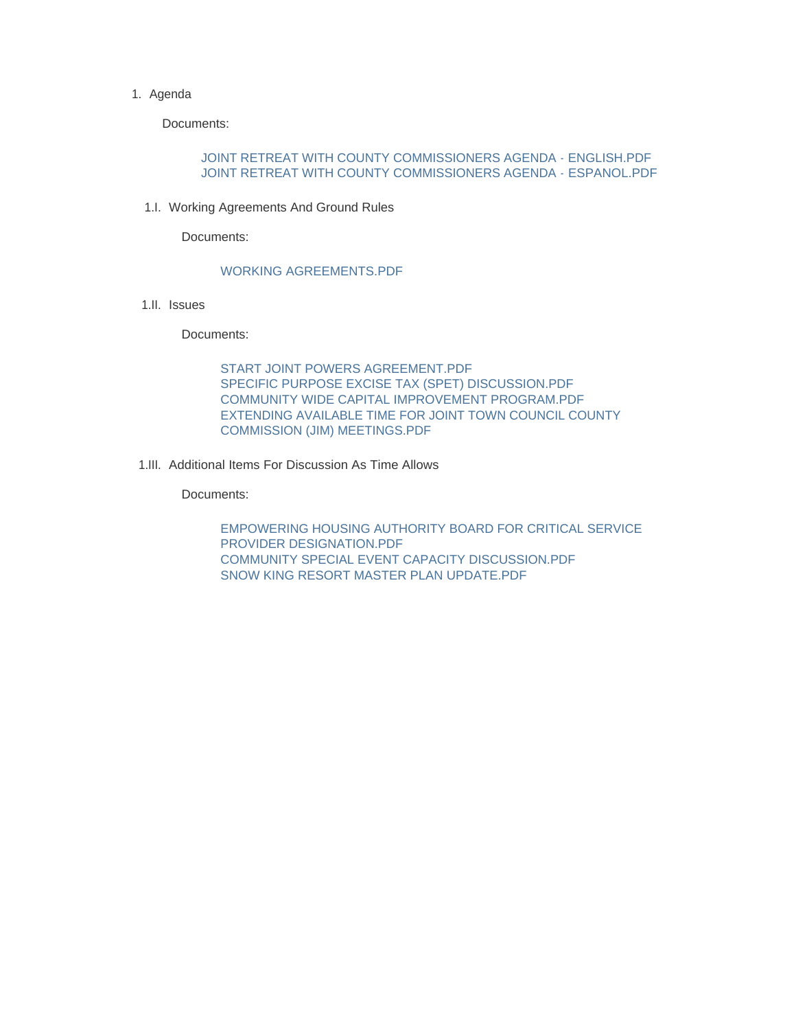1. Agenda

   Documents:

   JOINT RETREAT WITH COUNTY COMMISSIONERS AGENDA - ENGLISH.PDF
   JOINT RETREAT WITH COUNTY COMMISSIONERS AGENDA - ESPANOL.PDF

1.I. Working Agreements And Ground Rules

   Documents:

   WORKING AGREEMENTS.PDF

1.II. Issues

   Documents:

   START JOINT POWERS AGREEMENT.PDF
   SPECIFIC PURPOSE EXCISE TAX (SPET) DISCUSSION.PDF
   COMMUNITY WIDE CAPITAL IMPROVEMENT PROGRAM.PDF
   EXTENDING AVAILABLE TIME FOR JOINT TOWN COUNCIL COUNTY COMMISSION (JIM) MEETINGS.PDF

1.III. Additional Items For Discussion As Time Allows

   Documents:

   EMPOWERING HOUSING AUTHORITY BOARD FOR CRITICAL SERVICE PROVIDER DESIGNATION.PDF
   COMMUNITY SPECIAL EVENT CAPACITY DISCUSSION.PDF
   SNOW KING RESORT MASTER PLAN UPDATE.PDF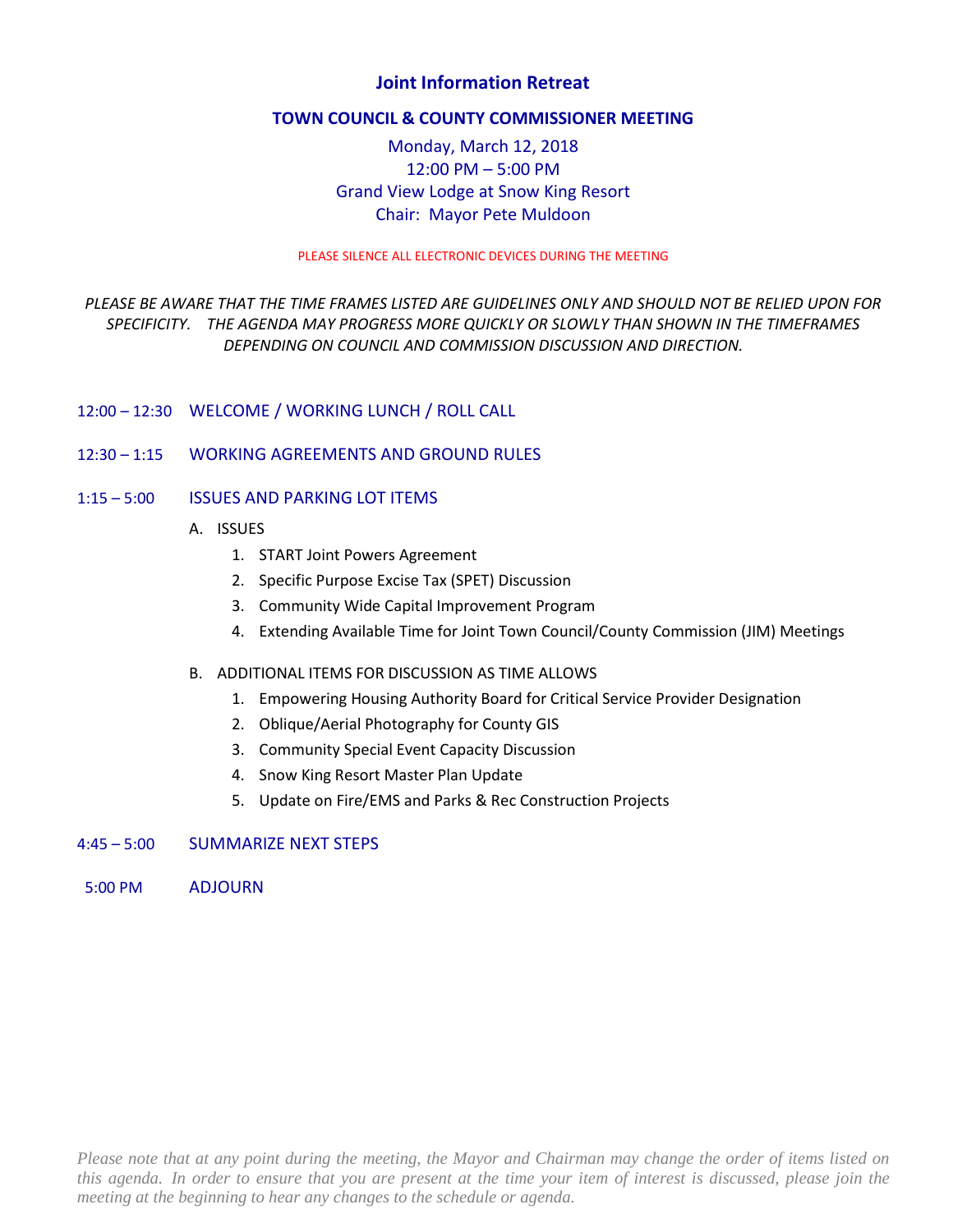# Joint Information Retreat

## TOWN COUNCIL & COUNTY COMMISSIONER MEETING

Monday, March 12, 2018
12:00 PM – 5:00 PM
Grand View Lodge at Snow King Resort
Chair: Mayor Pete Muldoon

PLEASE SILENCE ALL ELECTRONIC DEVICES DURING THE MEETING

*PLEASE BE AWARE THAT THE TIME FRAMES LISTED ARE GUIDELINES ONLY AND SHOULD NOT BE RELIED UPON FOR SPECIFICITY. THE AGENDA MAY PROGRESS MORE QUICKLY OR SLOWLY THAN SHOWN IN THE TIMEFRAMES DEPENDING ON COUNCIL AND COMMISSION DISCUSSION AND DIRECTION.*

12:00 – 12:30 WELCOME / WORKING LUNCH / ROLL CALL

12:30 – 1:15 WORKING AGREEMENTS AND GROUND RULES

1:15 – 5:00 ISSUES AND PARKING LOT ITEMS

A. ISSUES
1. START Joint Powers Agreement
2. Specific Purpose Excise Tax (SPET) Discussion
3. Community Wide Capital Improvement Program
4. Extending Available Time for Joint Town Council/County Commission (JIM) Meetings

B. ADDITIONAL ITEMS FOR DISCUSSION AS TIME ALLOWS
1. Empowering Housing Authority Board for Critical Service Provider Designation
2. Oblique/Aerial Photography for County GIS
3. Community Special Event Capacity Discussion
4. Snow King Resort Master Plan Update
5. Update on Fire/EMS and Parks & Rec Construction Projects

4:45 – 5:00 SUMMARIZE NEXT STEPS

5:00 PM ADJOURN

*Please note that at any point during the meeting, the Mayor and Chairman may change the order of items listed on this agenda. In order to ensure that you are present at the time your item of interest is discussed, please join the meeting at the beginning to hear any changes to the schedule or agenda.*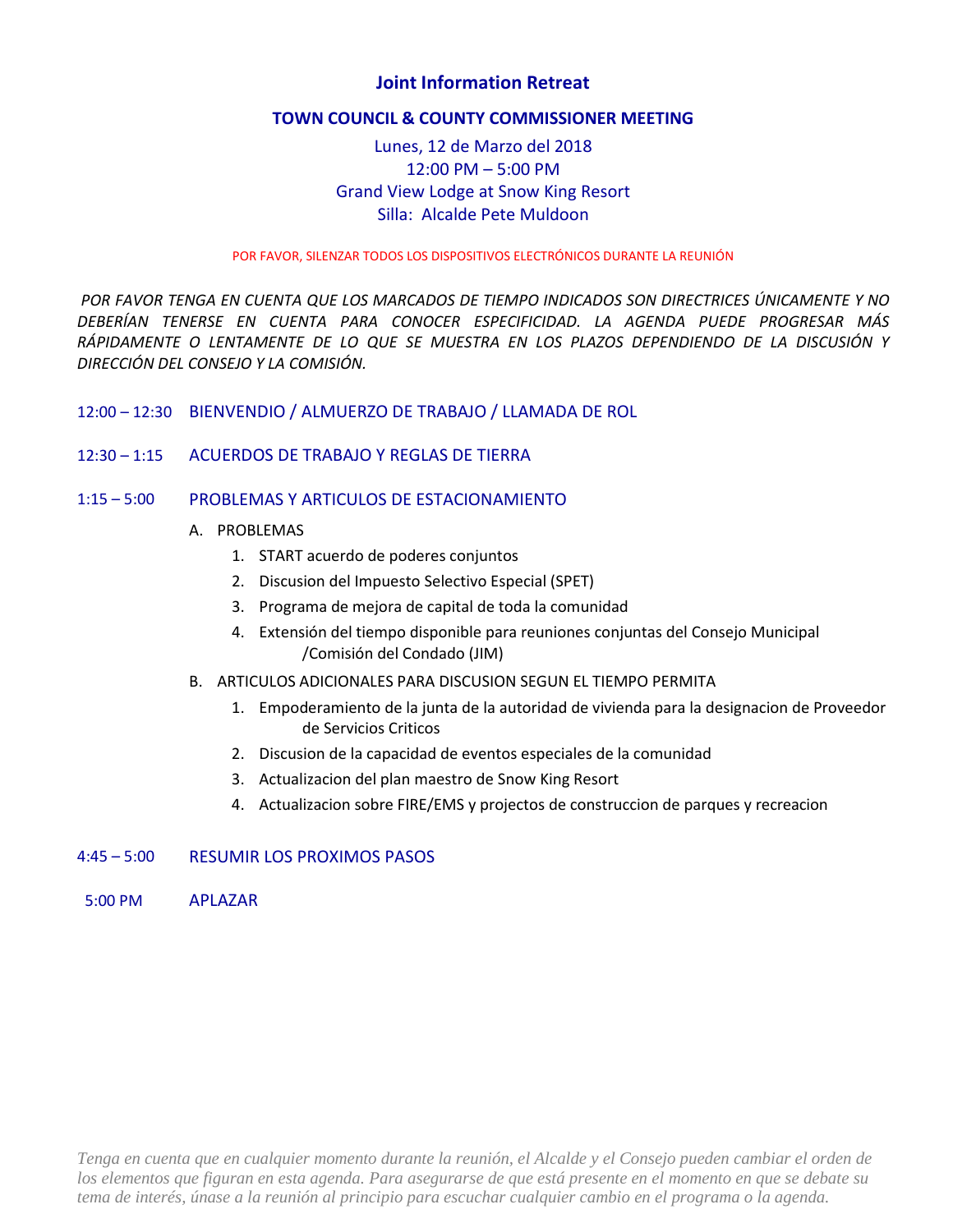# Joint Information Retreat

## TOWN COUNCIL & COUNTY COMMISSIONER MEETING

Lunes, 12 de Marzo del 2018
12:00 PM – 5:00 PM
Grand View Lodge at Snow King Resort
Silla: Alcalde Pete Muldoon

POR FAVOR, SILENZAR TODOS LOS DISPOSITIVOS ELECTRÓNICOS DURANTE LA REUNIÓN

*POR FAVOR TENGA EN CUENTA QUE LOS MARCADOS DE TIEMPO INDICADOS SON DIRECTRICES ÚNICAMENTE Y NO DEBERÍAN TENERSE EN CUENTA PARA CONOCER ESPECIFICIDAD. LA AGENDA PUEDE PROGRESAR MÁS RÁPIDAMENTE O LENTAMENTE DE LO QUE SE MUESTRA EN LOS PLAZOS DEPENDIENDO DE LA DISCUSIÓN Y DIRECCIÓN DEL CONSEJO Y LA COMISIÓN.*

12:00 – 12:30 BIENVENDIO / ALMUERZO DE TRABAJO / LLAMADA DE ROL

12:30 – 1:15 ACUERDOS DE TRABAJO Y REGLAS DE TIERRA

1:15 – 5:00 PROBLEMAS Y ARTICULOS DE ESTACIONAMIENTO

A. PROBLEMAS
   1. START acuerdo de poderes conjuntos
   2. Discusion del Impuesto Selectivo Especial (SPET)
   3. Programa de mejora de capital de toda la comunidad
   4. Extensión del tiempo disponible para reuniones conjuntas del Consejo Municipal /Comisión del Condado (JIM)

B. ARTICULOS ADICIONALES PARA DISCUSION SEGUN EL TIEMPO PERMITA
   1. Empoderamiento de la junta de la autoridad de vivienda para la designacion de Proveedor de Servicios Criticos
   2. Discusion de la capacidad de eventos especiales de la comunidad
   3. Actualizacion del plan maestro de Snow King Resort
   4. Actualizacion sobre FIRE/EMS y projectos de construccion de parques y recreacion

4:45 – 5:00 RESUMIR LOS PROXIMOS PASOS

5:00 PM APLAZAR

*Tenga en cuenta que en cualquier momento durante la reunión, el Alcalde y el Consejo pueden cambiar el orden de los elementos que figuran en esta agenda. Para asegurarse de que está presente en el momento en que se debate su tema de interés, únase a la reunión al principio para escuchar cualquier cambio en el programa o la agenda.*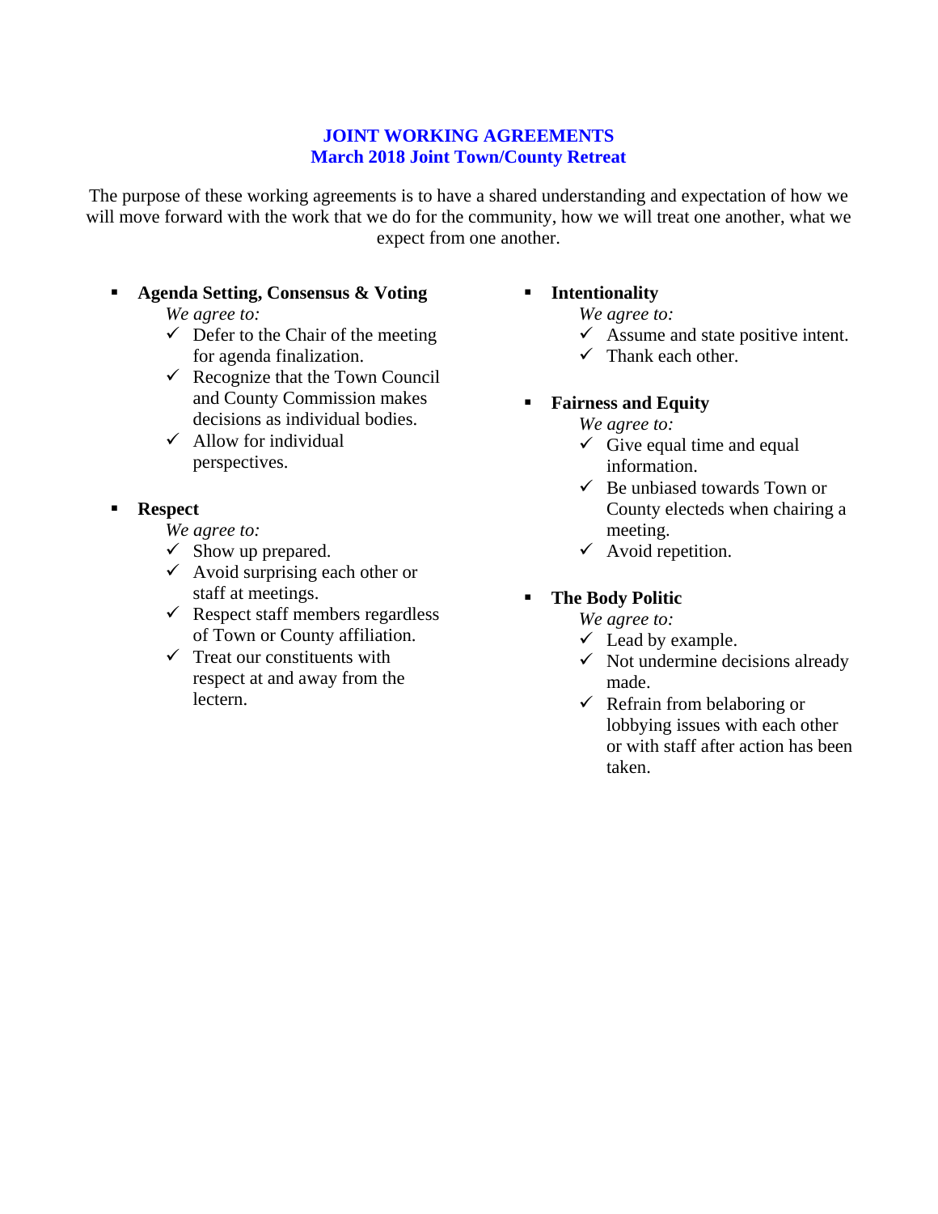# JOINT WORKING AGREEMENTS
## March 2018 Joint Town/County Retreat

The purpose of these working agreements is to have a shared understanding and expectation of how we will move forward with the work that we do for the community, how we will treat one another, what we expect from one another.

- **Agenda Setting, Consensus & Voting**
  *We agree to:*
  - ✓ Defer to the Chair of the meeting for agenda finalization.
  - ✓ Recognize that the Town Council and County Commission makes decisions as individual bodies.
  - ✓ Allow for individual perspectives.

- **Respect**
  *We agree to:*
  - ✓ Show up prepared.
  - ✓ Avoid surprising each other or staff at meetings.
  - ✓ Respect staff members regardless of Town or County affiliation.
  - ✓ Treat our constituents with respect at and away from the lectern.

- **Intentionality**
  *We agree to:*
  - ✓ Assume and state positive intent.
  - ✓ Thank each other.

- **Fairness and Equity**
  *We agree to:*
  - ✓ Give equal time and equal information.
  - ✓ Be unbiased towards Town or County electeds when chairing a meeting.
  - ✓ Avoid repetition.

- **The Body Politic**
  *We agree to:*
  - ✓ Lead by example.
  - ✓ Not undermine decisions already made.
  - ✓ Refrain from belaboring or lobbying issues with each other or with staff after action has been taken.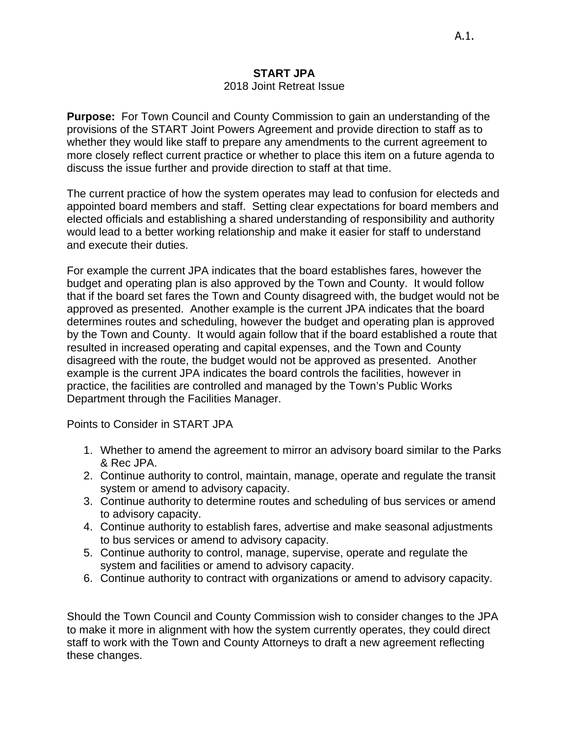A.1.

**START JPA**

2018 Joint Retreat Issue

**Purpose:** For Town Council and County Commission to gain an understanding of the provisions of the START Joint Powers Agreement and provide direction to staff as to whether they would like staff to prepare any amendments to the current agreement to more closely reflect current practice or whether to place this item on a future agenda to discuss the issue further and provide direction to staff at that time.

The current practice of how the system operates may lead to confusion for electeds and appointed board members and staff. Setting clear expectations for board members and elected officials and establishing a shared understanding of responsibility and authority would lead to a better working relationship and make it easier for staff to understand and execute their duties.

For example the current JPA indicates that the board establishes fares, however the budget and operating plan is also approved by the Town and County. It would follow that if the board set fares the Town and County disagreed with, the budget would not be approved as presented. Another example is the current JPA indicates that the board determines routes and scheduling, however the budget and operating plan is approved by the Town and County. It would again follow that if the board established a route that resulted in increased operating and capital expenses, and the Town and County disagreed with the route, the budget would not be approved as presented. Another example is the current JPA indicates the board controls the facilities, however in practice, the facilities are controlled and managed by the Town's Public Works Department through the Facilities Manager.

Points to Consider in START JPA

1. Whether to amend the agreement to mirror an advisory board similar to the Parks & Rec JPA.
2. Continue authority to control, maintain, manage, operate and regulate the transit system or amend to advisory capacity.
3. Continue authority to determine routes and scheduling of bus services or amend to advisory capacity.
4. Continue authority to establish fares, advertise and make seasonal adjustments to bus services or amend to advisory capacity.
5. Continue authority to control, manage, supervise, operate and regulate the system and facilities or amend to advisory capacity.
6. Continue authority to contract with organizations or amend to advisory capacity.

Should the Town Council and County Commission wish to consider changes to the JPA to make it more in alignment with how the system currently operates, they could direct staff to work with the Town and County Attorneys to draft a new agreement reflecting these changes.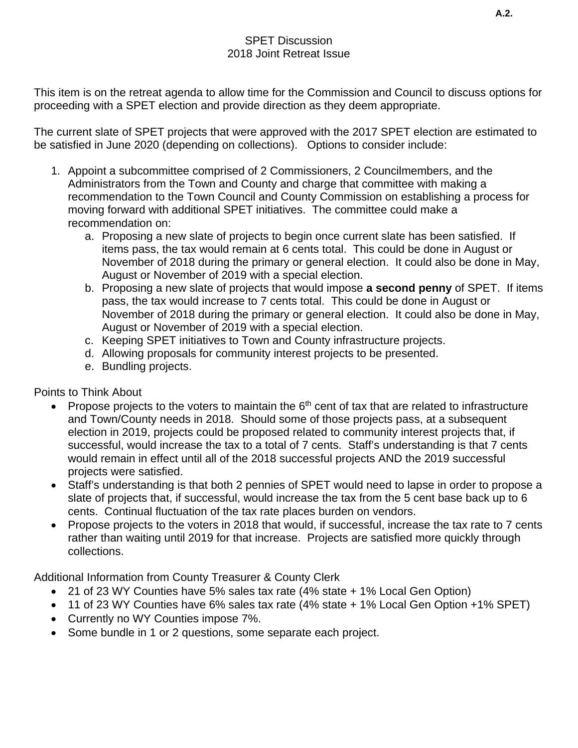A.2.

# SPET Discussion
## 2018 Joint Retreat Issue

This item is on the retreat agenda to allow time for the Commission and Council to discuss options for proceeding with a SPET election and provide direction as they deem appropriate.

The current slate of SPET projects that were approved with the 2017 SPET election are estimated to be satisfied in June 2020 (depending on collections). Options to consider include:

1. Appoint a subcommittee comprised of 2 Commissioners, 2 Councilmembers, and the Administrators from the Town and County and charge that committee with making a recommendation to the Town Council and County Commission on establishing a process for moving forward with additional SPET initiatives. The committee could make a recommendation on:
   a. Proposing a new slate of projects to begin once current slate has been satisfied. If items pass, the tax would remain at 6 cents total. This could be done in August or November of 2018 during the primary or general election. It could also be done in May, August or November of 2019 with a special election.
   b. Proposing a new slate of projects that would impose **a second penny** of SPET. If items pass, the tax would increase to 7 cents total. This could be done in August or November of 2018 during the primary or general election. It could also be done in May, August or November of 2019 with a special election.
   c. Keeping SPET initiatives to Town and County infrastructure projects.
   d. Allowing proposals for community interest projects to be presented.
   e. Bundling projects.

Points to Think About

- Propose projects to the voters to maintain the 6th cent of tax that are related to infrastructure and Town/County needs in 2018. Should some of those projects pass, at a subsequent election in 2019, projects could be proposed related to community interest projects that, if successful, would increase the tax to a total of 7 cents. Staff's understanding is that 7 cents would remain in effect until all of the 2018 successful projects AND the 2019 successful projects were satisfied.
- Staff's understanding is that both 2 pennies of SPET would need to lapse in order to propose a slate of projects that, if successful, would increase the tax from the 5 cent base back up to 6 cents. Continual fluctuation of the tax rate places burden on vendors.
- Propose projects to the voters in 2018 that would, if successful, increase the tax rate to 7 cents rather than waiting until 2019 for that increase. Projects are satisfied more quickly through collections.

Additional Information from County Treasurer & County Clerk

- 21 of 23 WY Counties have 5% sales tax rate (4% state + 1% Local Gen Option)
- 11 of 23 WY Counties have 6% sales tax rate (4% state + 1% Local Gen Option +1% SPET)
- Currently no WY Counties impose 7%.
- Some bundle in 1 or 2 questions, some separate each project.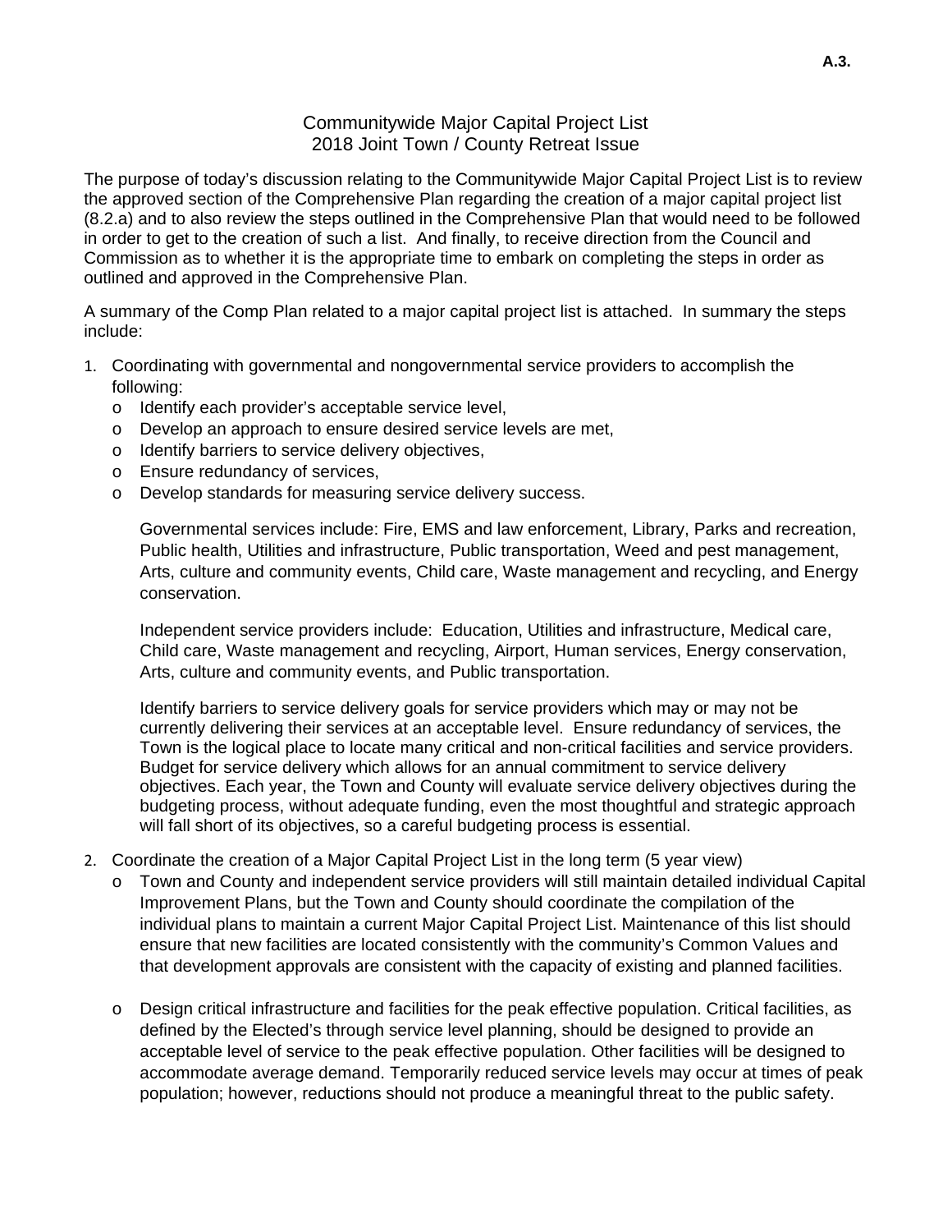**A.3.**

# Communitywide Major Capital Project List
## 2018 Joint Town / County Retreat Issue

The purpose of today's discussion relating to the Communitywide Major Capital Project List is to review the approved section of the Comprehensive Plan regarding the creation of a major capital project list (8.2.a) and to also review the steps outlined in the Comprehensive Plan that would need to be followed in order to get to the creation of such a list. And finally, to receive direction from the Council and Commission as to whether it is the appropriate time to embark on completing the steps in order as outlined and approved in the Comprehensive Plan.

A summary of the Comp Plan related to a major capital project list is attached. In summary the steps include:

1. Coordinating with governmental and nongovernmental service providers to accomplish the following:
   - Identify each provider's acceptable service level,
   - Develop an approach to ensure desired service levels are met,
   - Identify barriers to service delivery objectives,
   - Ensure redundancy of services,
   - Develop standards for measuring service delivery success.

   Governmental services include: Fire, EMS and law enforcement, Library, Parks and recreation, Public health, Utilities and infrastructure, Public transportation, Weed and pest management, Arts, culture and community events, Child care, Waste management and recycling, and Energy conservation.

   Independent service providers include: Education, Utilities and infrastructure, Medical care, Child care, Waste management and recycling, Airport, Human services, Energy conservation, Arts, culture and community events, and Public transportation.

   Identify barriers to service delivery goals for service providers which may or may not be currently delivering their services at an acceptable level. Ensure redundancy of services, the Town is the logical place to locate many critical and non-critical facilities and service providers. Budget for service delivery which allows for an annual commitment to service delivery objectives. Each year, the Town and County will evaluate service delivery objectives during the budgeting process, without adequate funding, even the most thoughtful and strategic approach will fall short of its objectives, so a careful budgeting process is essential.

2. Coordinate the creation of a Major Capital Project List in the long term (5 year view)
   - Town and County and independent service providers will still maintain detailed individual Capital Improvement Plans, but the Town and County should coordinate the compilation of the individual plans to maintain a current Major Capital Project List. Maintenance of this list should ensure that new facilities are located consistently with the community's Common Values and that development approvals are consistent with the capacity of existing and planned facilities.

   - Design critical infrastructure and facilities for the peak effective population. Critical facilities, as defined by the Elected's through service level planning, should be designed to provide an acceptable level of service to the peak effective population. Other facilities will be designed to accommodate average demand. Temporarily reduced service levels may occur at times of peak population; however, reductions should not produce a meaningful threat to the public safety.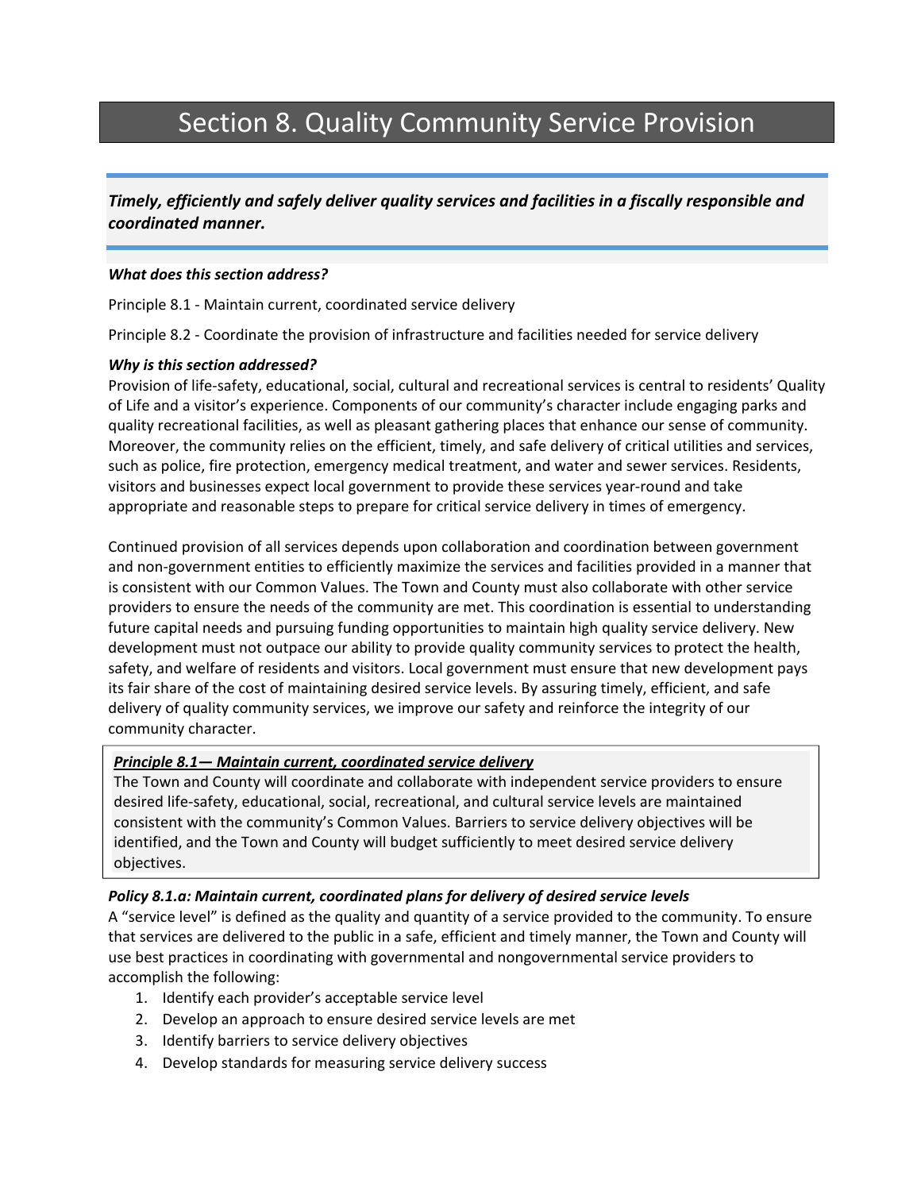# Section 8. Quality Community Service Provision

***Timely, efficiently and safely deliver quality services and facilities in a fiscally responsible and coordinated manner.***

***What does this section address?***

Principle 8.1 - Maintain current, coordinated service delivery

Principle 8.2 - Coordinate the provision of infrastructure and facilities needed for service delivery

***Why is this section addressed?***

Provision of life-safety, educational, social, cultural and recreational services is central to residents' Quality of Life and a visitor's experience. Components of our community's character include engaging parks and quality recreational facilities, as well as pleasant gathering places that enhance our sense of community. Moreover, the community relies on the efficient, timely, and safe delivery of critical utilities and services, such as police, fire protection, emergency medical treatment, and water and sewer services. Residents, visitors and businesses expect local government to provide these services year-round and take appropriate and reasonable steps to prepare for critical service delivery in times of emergency.

Continued provision of all services depends upon collaboration and coordination between government and non-government entities to efficiently maximize the services and facilities provided in a manner that is consistent with our Common Values. The Town and County must also collaborate with other service providers to ensure the needs of the community are met. This coordination is essential to understanding future capital needs and pursuing funding opportunities to maintain high quality service delivery. New development must not outpace our ability to provide quality community services to protect the health, safety, and welfare of residents and visitors. Local government must ensure that new development pays its fair share of the cost of maintaining desired service levels. By assuring timely, efficient, and safe delivery of quality community services, we improve our safety and reinforce the integrity of our community character.

***Principle 8.1— Maintain current, coordinated service delivery***

The Town and County will coordinate and collaborate with independent service providers to ensure desired life-safety, educational, social, recreational, and cultural service levels are maintained consistent with the community's Common Values. Barriers to service delivery objectives will be identified, and the Town and County will budget sufficiently to meet desired service delivery objectives.

***Policy 8.1.a: Maintain current, coordinated plans for delivery of desired service levels***

A "service level" is defined as the quality and quantity of a service provided to the community. To ensure that services are delivered to the public in a safe, efficient and timely manner, the Town and County will use best practices in coordinating with governmental and nongovernmental service providers to accomplish the following:

1. Identify each provider's acceptable service level
2. Develop an approach to ensure desired service levels are met
3. Identify barriers to service delivery objectives
4. Develop standards for measuring service delivery success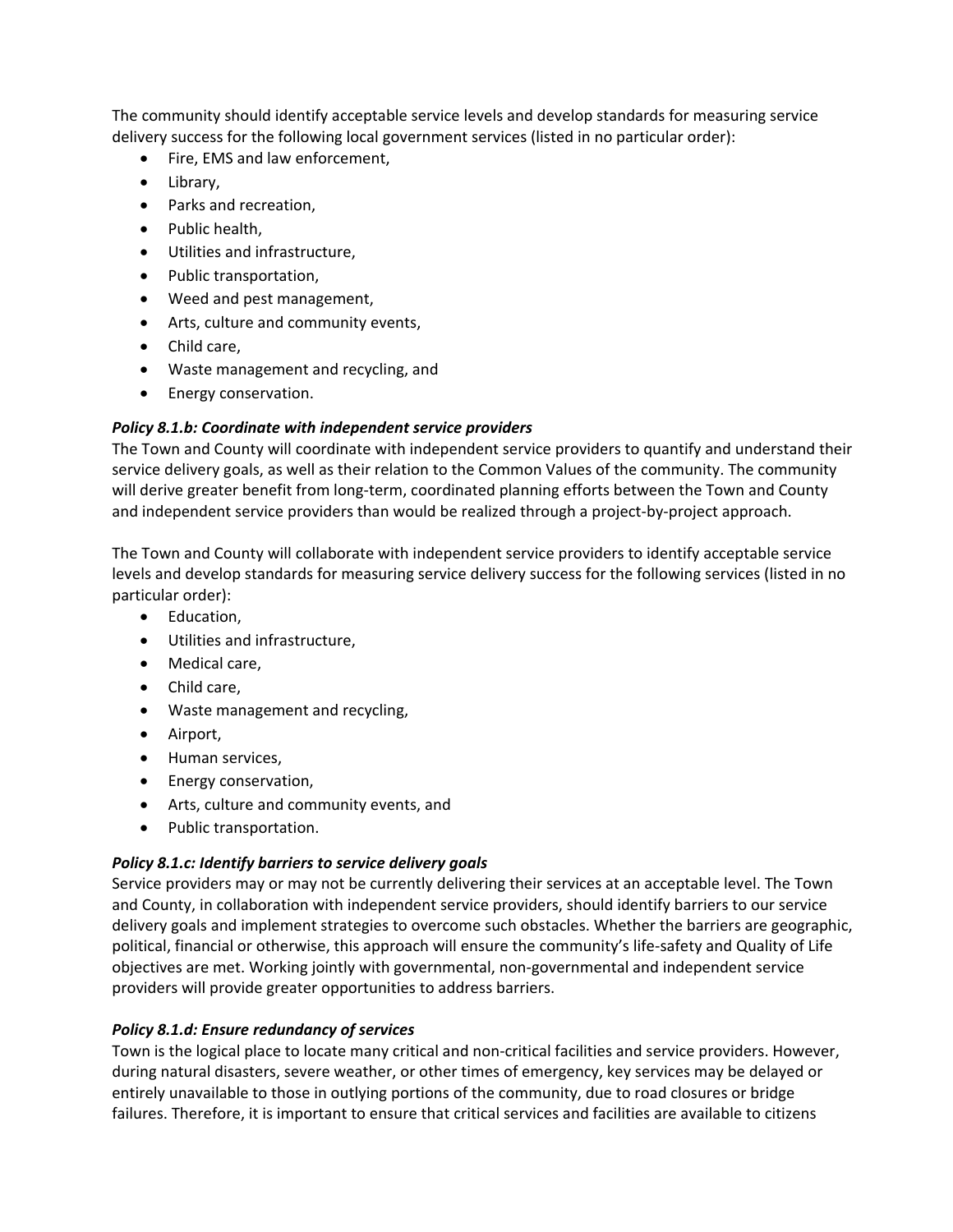The community should identify acceptable service levels and develop standards for measuring service delivery success for the following local government services (listed in no particular order):

- Fire, EMS and law enforcement,
- Library,
- Parks and recreation,
- Public health,
- Utilities and infrastructure,
- Public transportation,
- Weed and pest management,
- Arts, culture and community events,
- Child care,
- Waste management and recycling, and
- Energy conservation.

***Policy 8.1.b: Coordinate with independent service providers***

The Town and County will coordinate with independent service providers to quantify and understand their service delivery goals, as well as their relation to the Common Values of the community. The community will derive greater benefit from long-term, coordinated planning efforts between the Town and County and independent service providers than would be realized through a project-by-project approach.

The Town and County will collaborate with independent service providers to identify acceptable service levels and develop standards for measuring service delivery success for the following services (listed in no particular order):

- Education,
- Utilities and infrastructure,
- Medical care,
- Child care,
- Waste management and recycling,
- Airport,
- Human services,
- Energy conservation,
- Arts, culture and community events, and
- Public transportation.

***Policy 8.1.c: Identify barriers to service delivery goals***

Service providers may or may not be currently delivering their services at an acceptable level. The Town and County, in collaboration with independent service providers, should identify barriers to our service delivery goals and implement strategies to overcome such obstacles. Whether the barriers are geographic, political, financial or otherwise, this approach will ensure the community's life-safety and Quality of Life objectives are met. Working jointly with governmental, non-governmental and independent service providers will provide greater opportunities to address barriers.

***Policy 8.1.d: Ensure redundancy of services***

Town is the logical place to locate many critical and non-critical facilities and service providers. However, during natural disasters, severe weather, or other times of emergency, key services may be delayed or entirely unavailable to those in outlying portions of the community, due to road closures or bridge failures. Therefore, it is important to ensure that critical services and facilities are available to citizens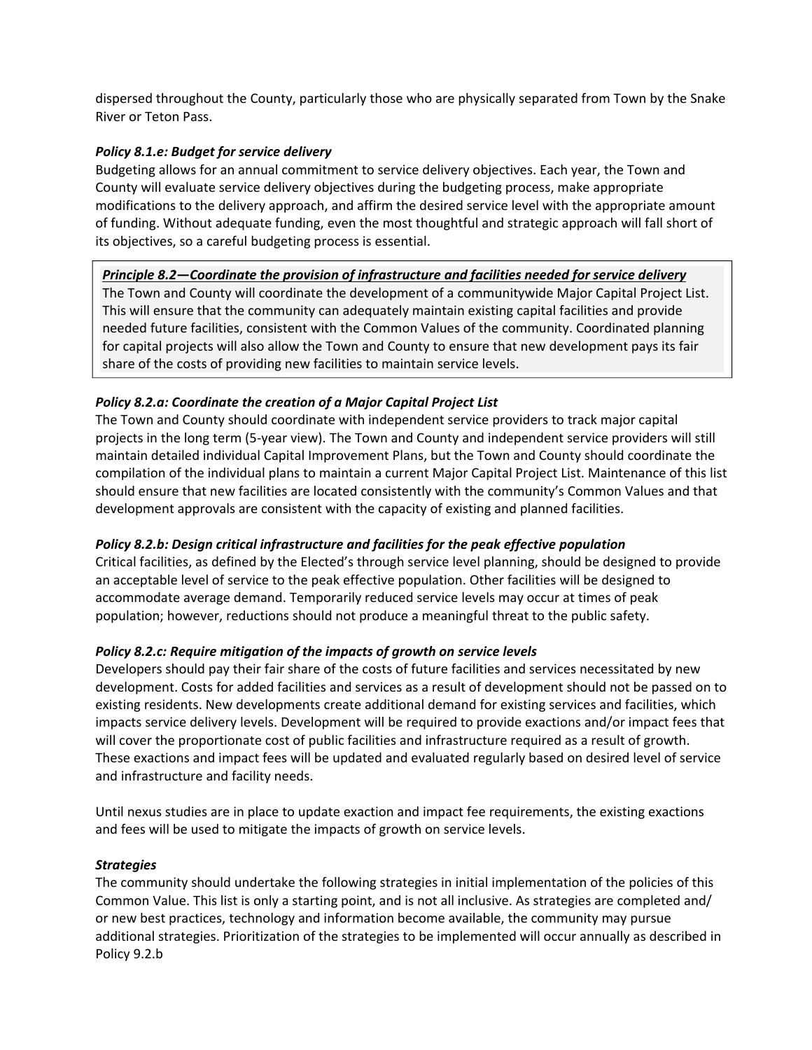dispersed throughout the County, particularly those who are physically separated from Town by the Snake River or Teton Pass.

***Policy 8.1.e: Budget for service delivery***

Budgeting allows for an annual commitment to service delivery objectives. Each year, the Town and County will evaluate service delivery objectives during the budgeting process, make appropriate modifications to the delivery approach, and affirm the desired service level with the appropriate amount of funding. Without adequate funding, even the most thoughtful and strategic approach will fall short of its objectives, so a careful budgeting process is essential.

> ***<u>Principle 8.2—Coordinate the provision of infrastructure and facilities needed for service delivery</u>***
>
> The Town and County will coordinate the development of a communitywide Major Capital Project List. This will ensure that the community can adequately maintain existing capital facilities and provide needed future facilities, consistent with the Common Values of the community. Coordinated planning for capital projects will also allow the Town and County to ensure that new development pays its fair share of the costs of providing new facilities to maintain service levels.

***Policy 8.2.a: Coordinate the creation of a Major Capital Project List***

The Town and County should coordinate with independent service providers to track major capital projects in the long term (5-year view). The Town and County and independent service providers will still maintain detailed individual Capital Improvement Plans, but the Town and County should coordinate the compilation of the individual plans to maintain a current Major Capital Project List. Maintenance of this list should ensure that new facilities are located consistently with the community's Common Values and that development approvals are consistent with the capacity of existing and planned facilities.

***Policy 8.2.b: Design critical infrastructure and facilities for the peak effective population***

Critical facilities, as defined by the Elected's through service level planning, should be designed to provide an acceptable level of service to the peak effective population. Other facilities will be designed to accommodate average demand. Temporarily reduced service levels may occur at times of peak population; however, reductions should not produce a meaningful threat to the public safety.

***Policy 8.2.c: Require mitigation of the impacts of growth on service levels***

Developers should pay their fair share of the costs of future facilities and services necessitated by new development. Costs for added facilities and services as a result of development should not be passed on to existing residents. New developments create additional demand for existing services and facilities, which impacts service delivery levels. Development will be required to provide exactions and/or impact fees that will cover the proportionate cost of public facilities and infrastructure required as a result of growth. These exactions and impact fees will be updated and evaluated regularly based on desired level of service and infrastructure and facility needs.

Until nexus studies are in place to update exaction and impact fee requirements, the existing exactions and fees will be used to mitigate the impacts of growth on service levels.

***Strategies***

The community should undertake the following strategies in initial implementation of the policies of this Common Value. This list is only a starting point, and is not all inclusive. As strategies are completed and/ or new best practices, technology and information become available, the community may pursue additional strategies. Prioritization of the strategies to be implemented will occur annually as described in Policy 9.2.b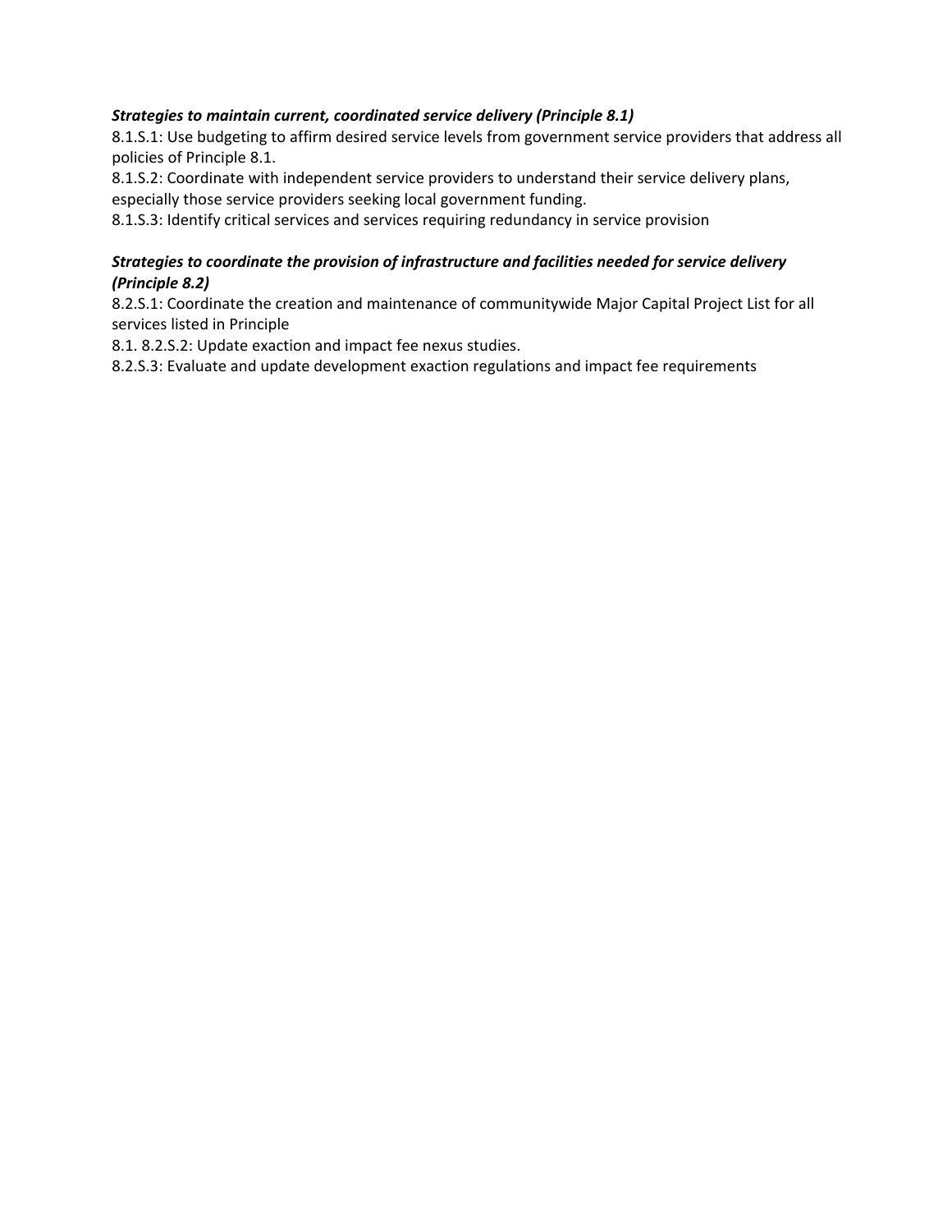***Strategies to maintain current, coordinated service delivery (Principle 8.1)***

8.1.S.1: Use budgeting to affirm desired service levels from government service providers that address all policies of Principle 8.1.

8.1.S.2: Coordinate with independent service providers to understand their service delivery plans, especially those service providers seeking local government funding.

8.1.S.3: Identify critical services and services requiring redundancy in service provision

***Strategies to coordinate the provision of infrastructure and facilities needed for service delivery (Principle 8.2)***

8.2.S.1: Coordinate the creation and maintenance of communitywide Major Capital Project List for all services listed in Principle

8.1. 8.2.S.2: Update exaction and impact fee nexus studies.

8.2.S.3: Evaluate and update development exaction regulations and impact fee requirements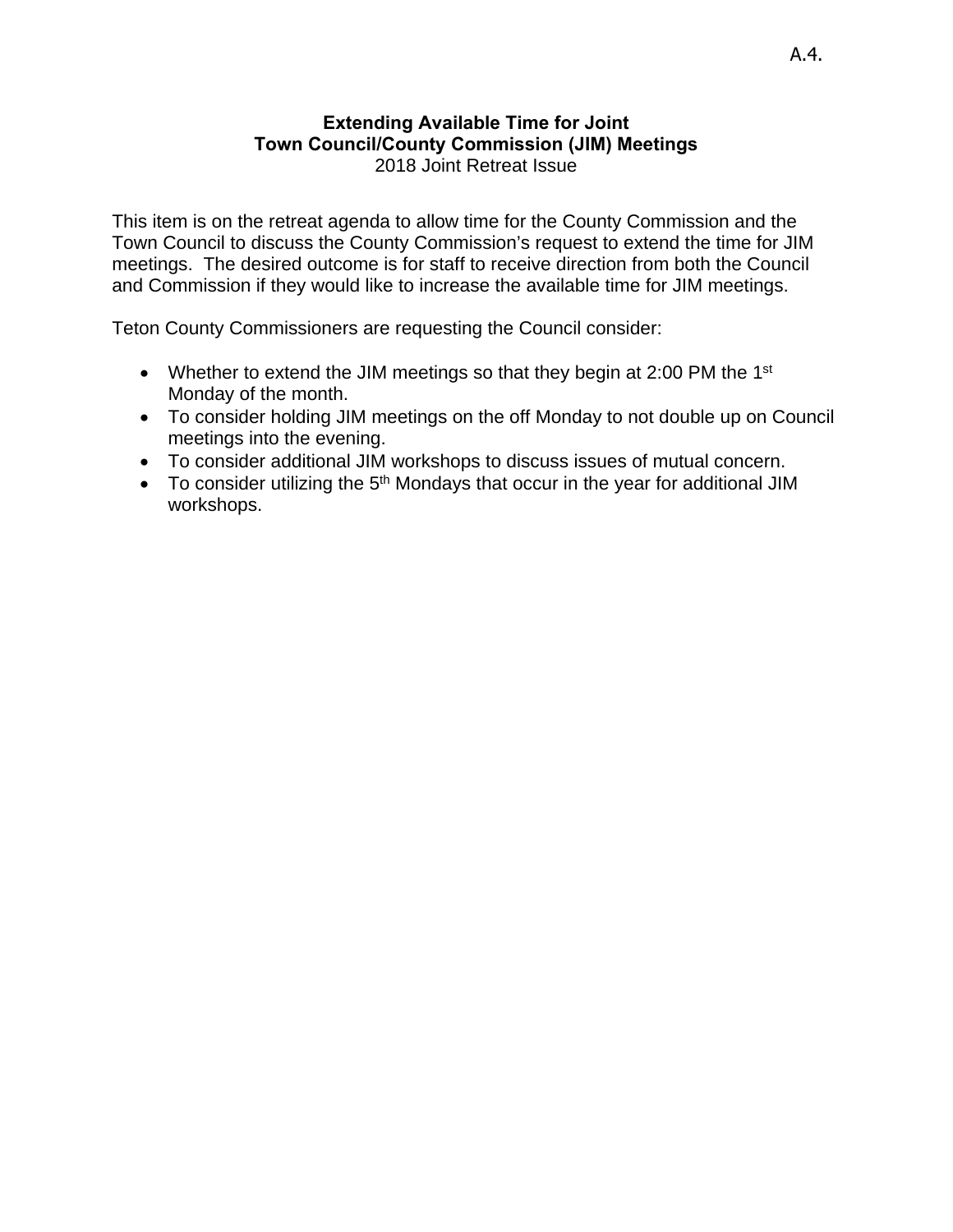A.4.

**Extending Available Time for Joint**
**Town Council/County Commission (JIM) Meetings**
2018 Joint Retreat Issue

This item is on the retreat agenda to allow time for the County Commission and the Town Council to discuss the County Commission's request to extend the time for JIM meetings. The desired outcome is for staff to receive direction from both the Council and Commission if they would like to increase the available time for JIM meetings.

Teton County Commissioners are requesting the Council consider:

- Whether to extend the JIM meetings so that they begin at 2:00 PM the 1st Monday of the month.
- To consider holding JIM meetings on the off Monday to not double up on Council meetings into the evening.
- To consider additional JIM workshops to discuss issues of mutual concern.
- To consider utilizing the 5th Mondays that occur in the year for additional JIM workshops.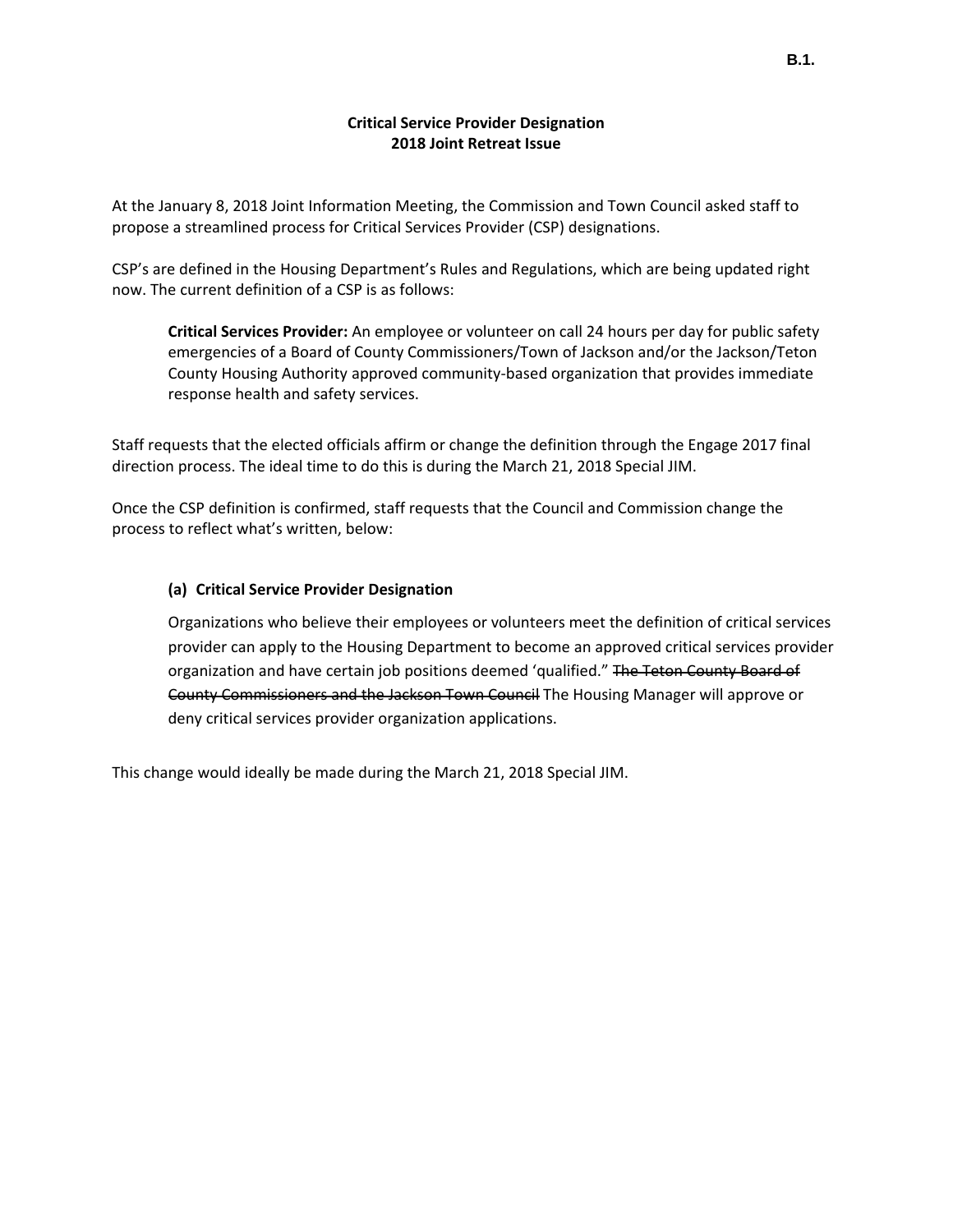B.1.

**Critical Service Provider Designation**
**2018 Joint Retreat Issue**

At the January 8, 2018 Joint Information Meeting, the Commission and Town Council asked staff to propose a streamlined process for Critical Services Provider (CSP) designations.

CSP's are defined in the Housing Department's Rules and Regulations, which are being updated right now. The current definition of a CSP is as follows:

> **Critical Services Provider:** An employee or volunteer on call 24 hours per day for public safety emergencies of a Board of County Commissioners/Town of Jackson and/or the Jackson/Teton County Housing Authority approved community-based organization that provides immediate response health and safety services.

Staff requests that the elected officials affirm or change the definition through the Engage 2017 final direction process. The ideal time to do this is during the March 21, 2018 Special JIM.

Once the CSP definition is confirmed, staff requests that the Council and Commission change the process to reflect what's written, below:

> **(a) Critical Service Provider Designation**
>
> Organizations who believe their employees or volunteers meet the definition of critical services provider can apply to the Housing Department to become an approved critical services provider organization and have certain job positions deemed 'qualified." ~~The Teton County Board of County Commissioners and the Jackson Town Council~~ The Housing Manager will approve or deny critical services provider organization applications.

This change would ideally be made during the March 21, 2018 Special JIM.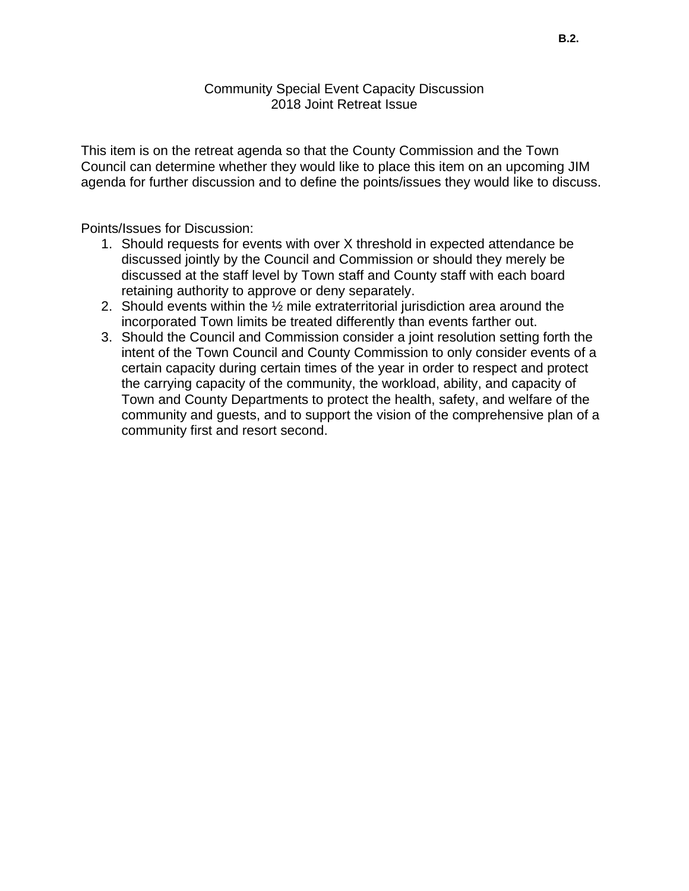**B.2.**

Community Special Event Capacity Discussion
2018 Joint Retreat Issue

This item is on the retreat agenda so that the County Commission and the Town Council can determine whether they would like to place this item on an upcoming JIM agenda for further discussion and to define the points/issues they would like to discuss.

Points/Issues for Discussion:

1. Should requests for events with over X threshold in expected attendance be discussed jointly by the Council and Commission or should they merely be discussed at the staff level by Town staff and County staff with each board retaining authority to approve or deny separately.
2. Should events within the ½ mile extraterritorial jurisdiction area around the incorporated Town limits be treated differently than events farther out.
3. Should the Council and Commission consider a joint resolution setting forth the intent of the Town Council and County Commission to only consider events of a certain capacity during certain times of the year in order to respect and protect the carrying capacity of the community, the workload, ability, and capacity of Town and County Departments to protect the health, safety, and welfare of the community and guests, and to support the vision of the comprehensive plan of a community first and resort second.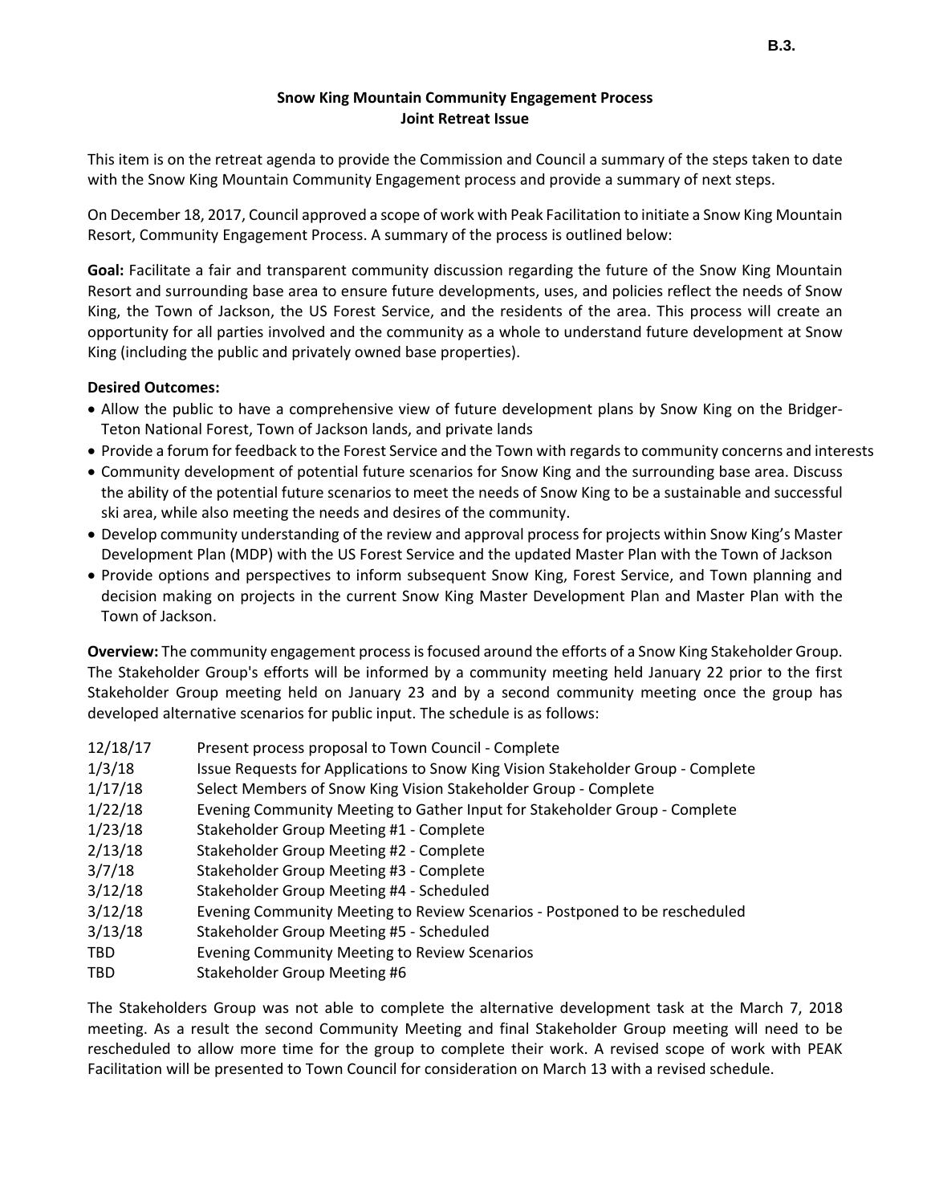B.3.

**Snow King Mountain Community Engagement Process**
**Joint Retreat Issue**

This item is on the retreat agenda to provide the Commission and Council a summary of the steps taken to date with the Snow King Mountain Community Engagement process and provide a summary of next steps.

On December 18, 2017, Council approved a scope of work with Peak Facilitation to initiate a Snow King Mountain Resort, Community Engagement Process. A summary of the process is outlined below:

**Goal:** Facilitate a fair and transparent community discussion regarding the future of the Snow King Mountain Resort and surrounding base area to ensure future developments, uses, and policies reflect the needs of Snow King, the Town of Jackson, the US Forest Service, and the residents of the area. This process will create an opportunity for all parties involved and the community as a whole to understand future development at Snow King (including the public and privately owned base properties).

**Desired Outcomes:**

- Allow the public to have a comprehensive view of future development plans by Snow King on the Bridger-Teton National Forest, Town of Jackson lands, and private lands
- Provide a forum for feedback to the Forest Service and the Town with regards to community concerns and interests
- Community development of potential future scenarios for Snow King and the surrounding base area. Discuss the ability of the potential future scenarios to meet the needs of Snow King to be a sustainable and successful ski area, while also meeting the needs and desires of the community.
- Develop community understanding of the review and approval process for projects within Snow King's Master Development Plan (MDP) with the US Forest Service and the updated Master Plan with the Town of Jackson
- Provide options and perspectives to inform subsequent Snow King, Forest Service, and Town planning and decision making on projects in the current Snow King Master Development Plan and Master Plan with the Town of Jackson.

**Overview:** The community engagement process is focused around the efforts of a Snow King Stakeholder Group. The Stakeholder Group's efforts will be informed by a community meeting held January 22 prior to the first Stakeholder Group meeting held on January 23 and by a second community meeting once the group has developed alternative scenarios for public input. The schedule is as follows:

| | |
|---|---|
| 12/18/17 | Present process proposal to Town Council - Complete |
| 1/3/18 | Issue Requests for Applications to Snow King Vision Stakeholder Group - Complete |
| 1/17/18 | Select Members of Snow King Vision Stakeholder Group - Complete |
| 1/22/18 | Evening Community Meeting to Gather Input for Stakeholder Group - Complete |
| 1/23/18 | Stakeholder Group Meeting #1 - Complete |
| 2/13/18 | Stakeholder Group Meeting #2 - Complete |
| 3/7/18 | Stakeholder Group Meeting #3 - Complete |
| 3/12/18 | Stakeholder Group Meeting #4 - Scheduled |
| 3/12/18 | Evening Community Meeting to Review Scenarios - Postponed to be rescheduled |
| 3/13/18 | Stakeholder Group Meeting #5 - Scheduled |
| TBD | Evening Community Meeting to Review Scenarios |
| TBD | Stakeholder Group Meeting #6 |

The Stakeholders Group was not able to complete the alternative development task at the March 7, 2018 meeting. As a result the second Community Meeting and final Stakeholder Group meeting will need to be rescheduled to allow more time for the group to complete their work. A revised scope of work with PEAK Facilitation will be presented to Town Council for consideration on March 13 with a revised schedule.